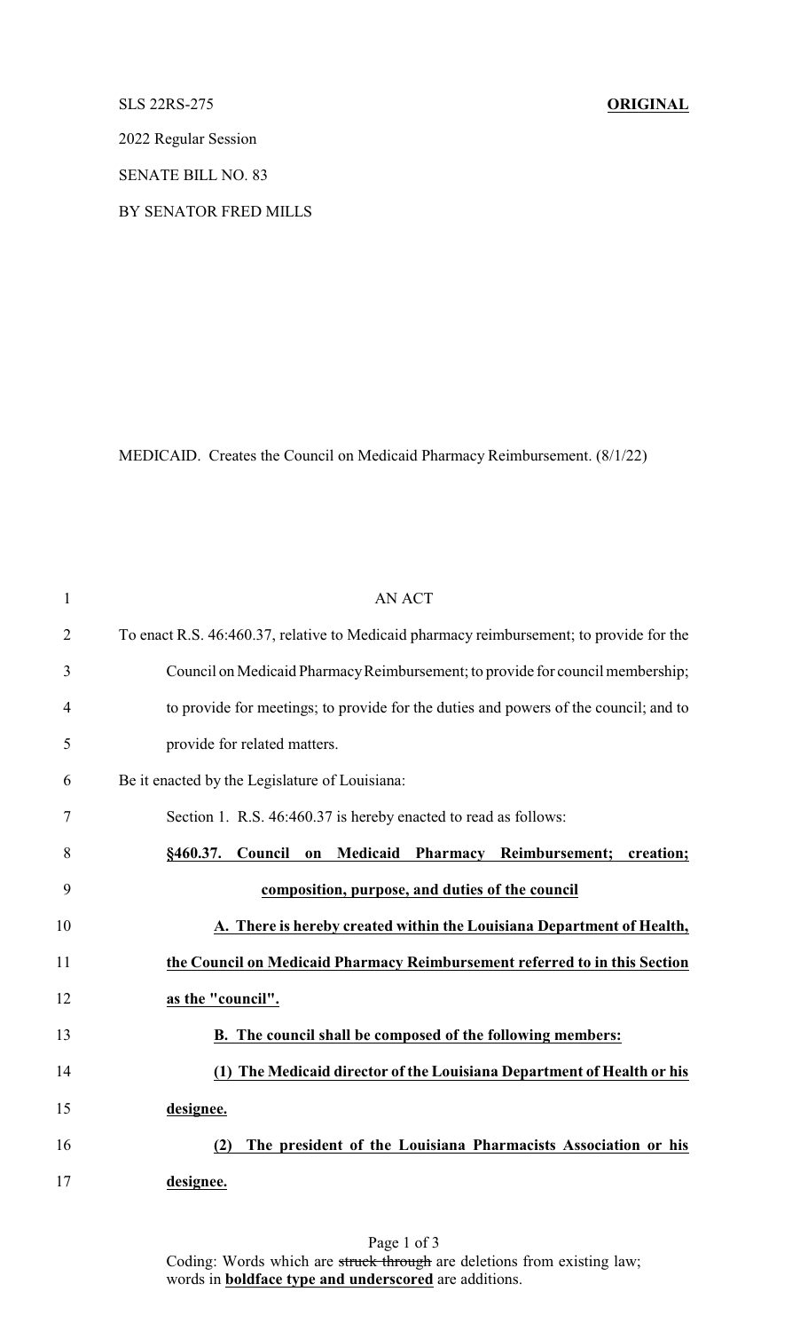SLS 22RS-275 **ORIGINAL**

2022 Regular Session

SENATE BILL NO. 83

BY SENATOR FRED MILLS

MEDICAID. Creates the Council on Medicaid Pharmacy Reimbursement. (8/1/22)

AN ACT

To enact R.S. 46:460.37, relative to Medicaid pharmacy reimbursement; to provide for the Council on Medicaid Pharmacy Reimbursement; to provide for council membership; to provide for meetings; to provide for the duties and powers of the council; and to provide for related matters.

Be it enacted by the Legislature of Louisiana:

Section 1. R.S. 46:460.37 is hereby enacted to read as follows:

**§460.37. Council on Medicaid Pharmacy Reimbursement; creation; composition, purpose, and duties of the council**

**A. There is hereby created within the Louisiana Department of Health, the Council on Medicaid Pharmacy Reimbursement referred to in this Section as the "council".**

**B. The council shall be composed of the following members:**

**(1) The Medicaid director of the Louisiana Department of Health or his designee.**

**(2) The president of the Louisiana Pharmacists Association or his designee.**

Coding: Words which are ~~struck through~~ are deletions from existing law; words in **boldface type and underscored** are additions.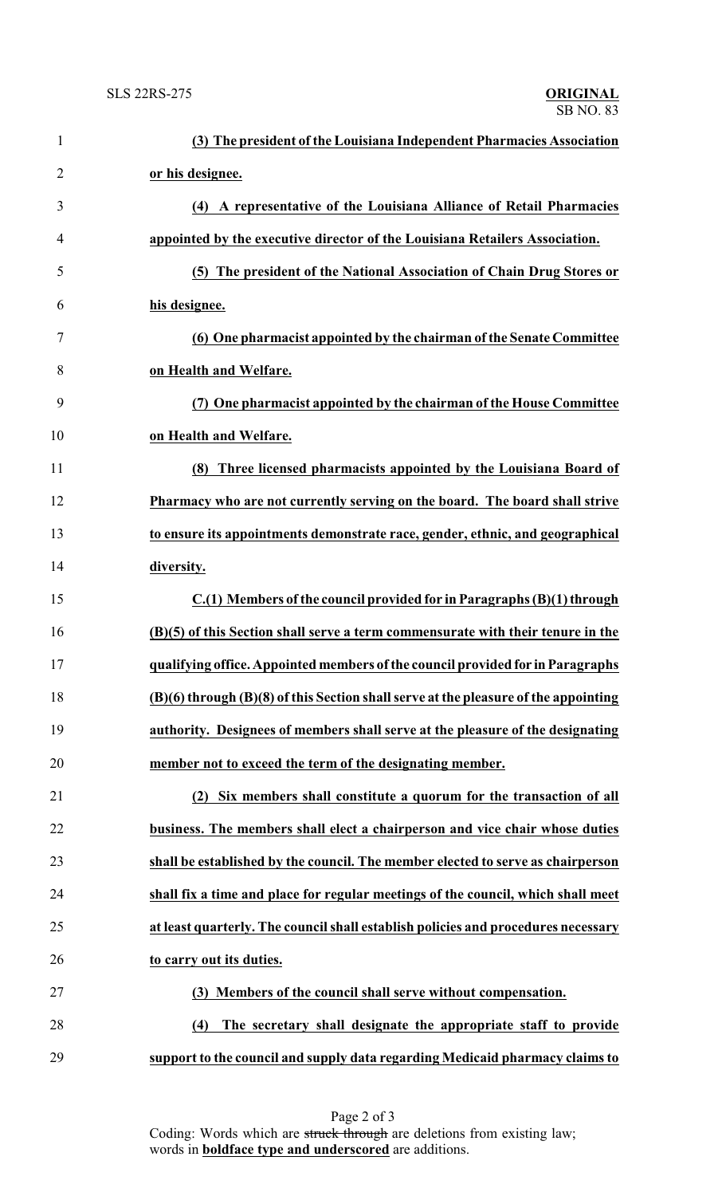**(3) The president of the Louisiana Independent Pharmacies Association or his designee.**

**(4) A representative of the Louisiana Alliance of Retail Pharmacies appointed by the executive director of the Louisiana Retailers Association.**

**(5) The president of the National Association of Chain Drug Stores or his designee.**

**(6) One pharmacist appointed by the chairman of the Senate Committee on Health and Welfare.**

**(7) One pharmacist appointed by the chairman of the House Committee on Health and Welfare.**

**(8) Three licensed pharmacists appointed by the Louisiana Board of Pharmacy who are not currently serving on the board. The board shall strive to ensure its appointments demonstrate race, gender, ethnic, and geographical diversity.**

**C.(1) Members of the council provided for in Paragraphs (B)(1) through (B)(5) of this Section shall serve a term commensurate with their tenure in the qualifying office. Appointed members of the council provided for in Paragraphs (B)(6) through (B)(8) of this Section shall serve at the pleasure of the appointing authority. Designees of members shall serve at the pleasure of the designating member not to exceed the term of the designating member.**

**(2) Six members shall constitute a quorum for the transaction of all business. The members shall elect a chairperson and vice chair whose duties shall be established by the council. The member elected to serve as chairperson shall fix a time and place for regular meetings of the council, which shall meet at least quarterly. The council shall establish policies and procedures necessary to carry out its duties.**

**(3) Members of the council shall serve without compensation.**

**(4) The secretary shall designate the appropriate staff to provide support to the council and supply data regarding Medicaid pharmacy claims to**

Coding: Words which are ~~struck through~~ are deletions from existing law; words in **boldface type and underscored** are additions.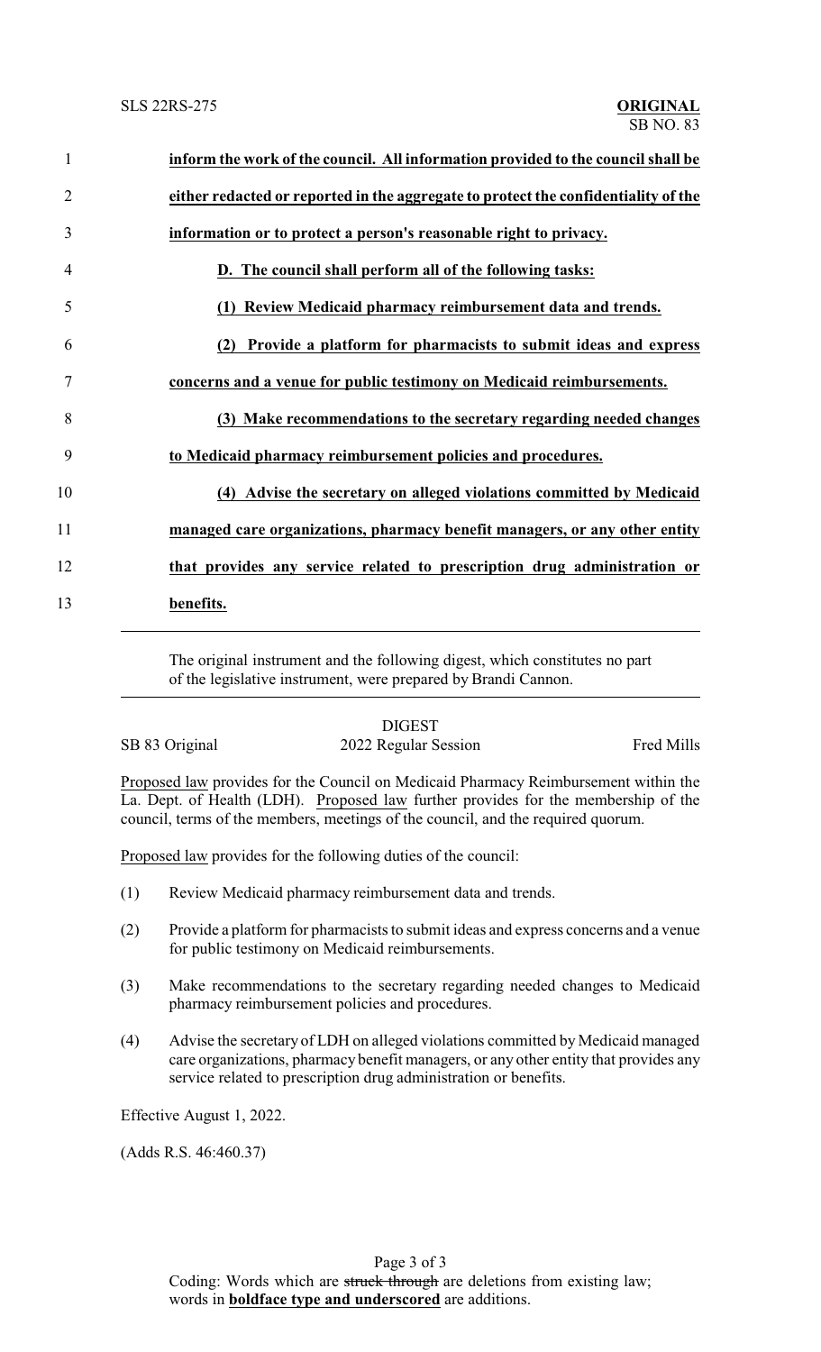**inform the work of the council. All information provided to the council shall be either redacted or reported in the aggregate to protect the confidentiality of the information or to protect a person's reasonable right to privacy.**

**D. The council shall perform all of the following tasks:**

**(1) Review Medicaid pharmacy reimbursement data and trends.**

**(2) Provide a platform for pharmacists to submit ideas and express concerns and a venue for public testimony on Medicaid reimbursements.**

**(3) Make recommendations to the secretary regarding needed changes to Medicaid pharmacy reimbursement policies and procedures.**

**(4) Advise the secretary on alleged violations committed by Medicaid managed care organizations, pharmacy benefit managers, or any other entity that provides any service related to prescription drug administration or benefits.**

The original instrument and the following digest, which constitutes no part of the legislative instrument, were prepared by Brandi Cannon.

DIGEST

SB 83 Original — 2022 Regular Session — Fred Mills

Proposed law provides for the Council on Medicaid Pharmacy Reimbursement within the La. Dept. of Health (LDH). Proposed law further provides for the membership of the council, terms of the members, meetings of the council, and the required quorum.

Proposed law provides for the following duties of the council:

(1) Review Medicaid pharmacy reimbursement data and trends.

(2) Provide a platform for pharmacists to submit ideas and express concerns and a venue for public testimony on Medicaid reimbursements.

(3) Make recommendations to the secretary regarding needed changes to Medicaid pharmacy reimbursement policies and procedures.

(4) Advise the secretary of LDH on alleged violations committed by Medicaid managed care organizations, pharmacy benefit managers, or any other entity that provides any service related to prescription drug administration or benefits.

Effective August 1, 2022.

(Adds R.S. 46:460.37)

Coding: Words which are ~~struck through~~ are deletions from existing law; words in **boldface type and underscored** are additions.